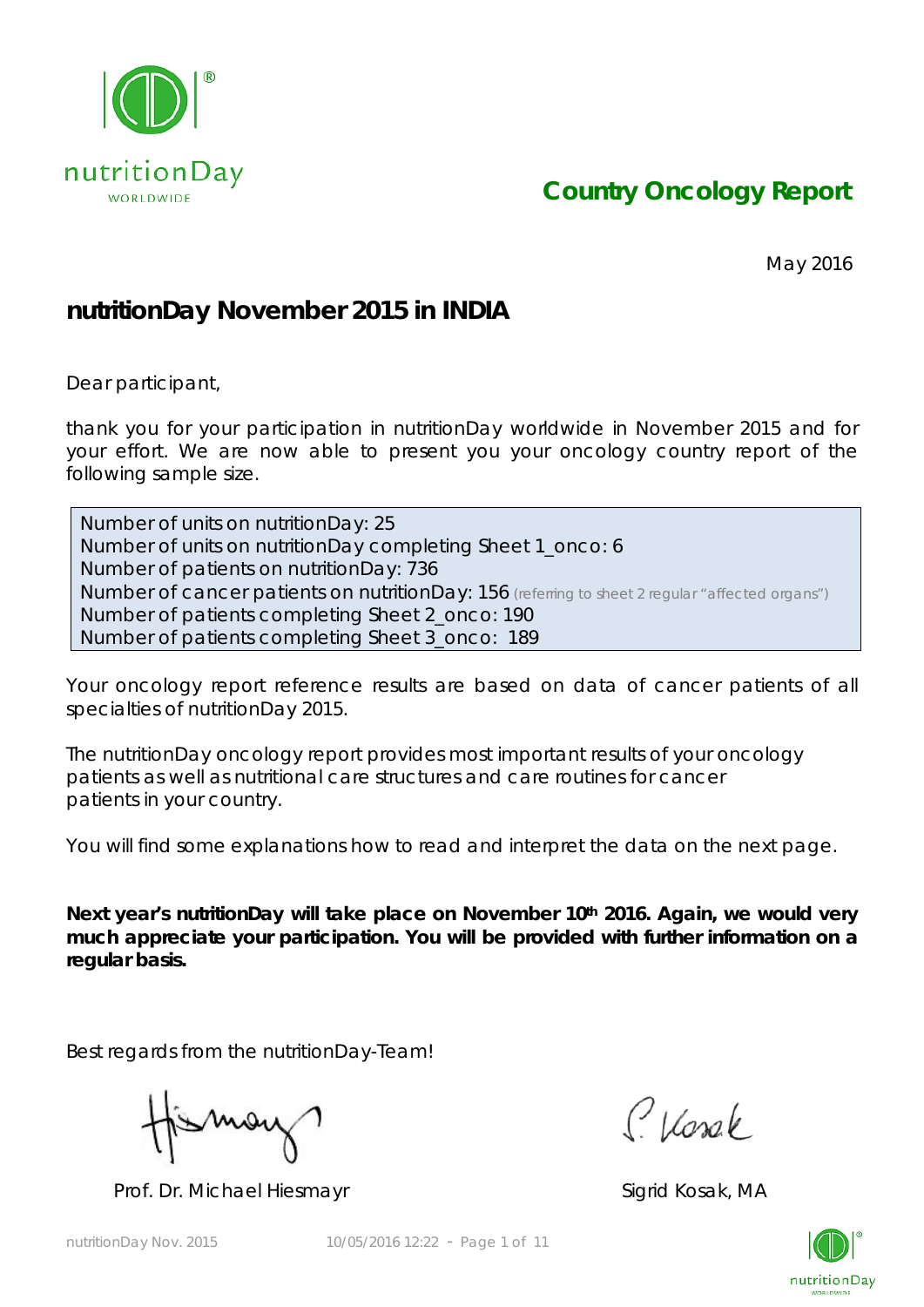nutritionDay WORLDWIDE

# Country Oncology Report

May 2016

## nutritionDay November 2015 in INDIA

Dear participant,

thank you for your participation in nutritionDay worldwide in November 2015 and for your effort. We are now able to present you your oncology country report of the following sample size.

Number of units on nutritionDay: 25
Number of units on nutritionDay completing Sheet 1_onco: 6
Number of patients on nutritionDay: 736
Number of cancer patients on nutritionDay: 156 (referring to sheet 2 regular "affected organs")
Number of patients completing Sheet 2_onco: 190
Number of patients completing Sheet 3_onco: 189

Your oncology report reference results are based on data of cancer patients of all specialties of nutritionDay 2015.

The nutritionDay oncology report provides most important results of your oncology patients as well as nutritional care structures and care routines for cancer patients in your country.

You will find some explanations how to read and interpret the data on the next page.

**Next year's nutritionDay will take place on November 10th 2016. Again, we would very much appreciate your participation. You will be provided with further information on a regular basis.**

Best regards from the nutritionDay-Team!

Prof. Dr. Michael Hiesmayr

Sigrid Kosak, MA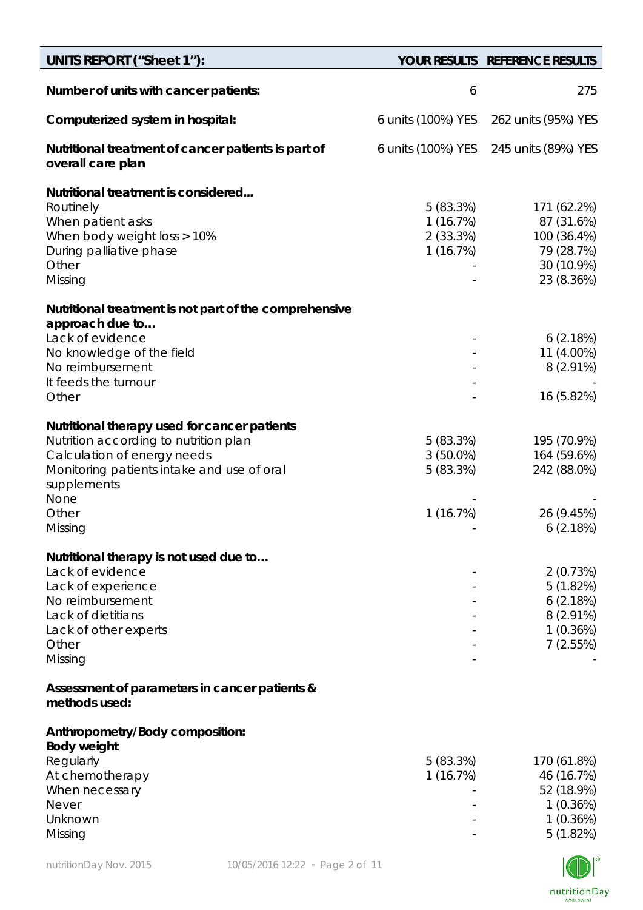| UNITS REPORT ("Sheet 1"): | YOUR RESULTS | REFERENCE RESULTS |
|---|---|---|
| **Number of units with cancer patients:** | 6 | 275 |
| **Computerized system in hospital:** | 6 units (100%) YES | 262 units (95%) YES |
| **Nutritional treatment of cancer patients is part of overall care plan** | 6 units (100%) YES | 245 units (89%) YES |
| **Nutritional treatment is considered...** | | |
| Routinely | 5 (83.3%) | 171 (62.2%) |
| When patient asks | 1 (16.7%) | 87 (31.6%) |
| When body weight loss > 10% | 2 (33.3%) | 100 (36.4%) |
| During palliative phase | 1 (16.7%) | 79 (28.7%) |
| Other | - | 30 (10.9%) |
| Missing | - | 23 (8.36%) |
| **Nutritional treatment is not part of the comprehensive approach due to…** | | |
| Lack of evidence | - | 6 (2.18%) |
| No knowledge of the field | - | 11 (4.00%) |
| No reimbursement | - | 8 (2.91%) |
| It feeds the tumour | - | - |
| Other | - | 16 (5.82%) |
| **Nutritional therapy used for cancer patients** | | |
| Nutrition according to nutrition plan | 5 (83.3%) | 195 (70.9%) |
| Calculation of energy needs | 3 (50.0%) | 164 (59.6%) |
| Monitoring patients intake and use of oral supplements | 5 (83.3%) | 242 (88.0%) |
| None | - | - |
| Other | 1 (16.7%) | 26 (9.45%) |
| Missing | - | 6 (2.18%) |
| **Nutritional therapy is not used due to…** | | |
| Lack of evidence | - | 2 (0.73%) |
| Lack of experience | - | 5 (1.82%) |
| No reimbursement | - | 6 (2.18%) |
| Lack of dietitians | - | 8 (2.91%) |
| Lack of other experts | - | 1 (0.36%) |
| Other | - | 7 (2.55%) |
| Missing | - | - |
| **Assessment of parameters in cancer patients & methods used:** | | |
| **Anthropometry/Body composition:** | | |
| **Body weight** | | |
| Regularly | 5 (83.3%) | 170 (61.8%) |
| At chemotherapy | 1 (16.7%) | 46 (16.7%) |
| When necessary | - | 52 (18.9%) |
| Never | - | 1 (0.36%) |
| Unknown | - | 1 (0.36%) |
| Missing | - | 5 (1.82%) |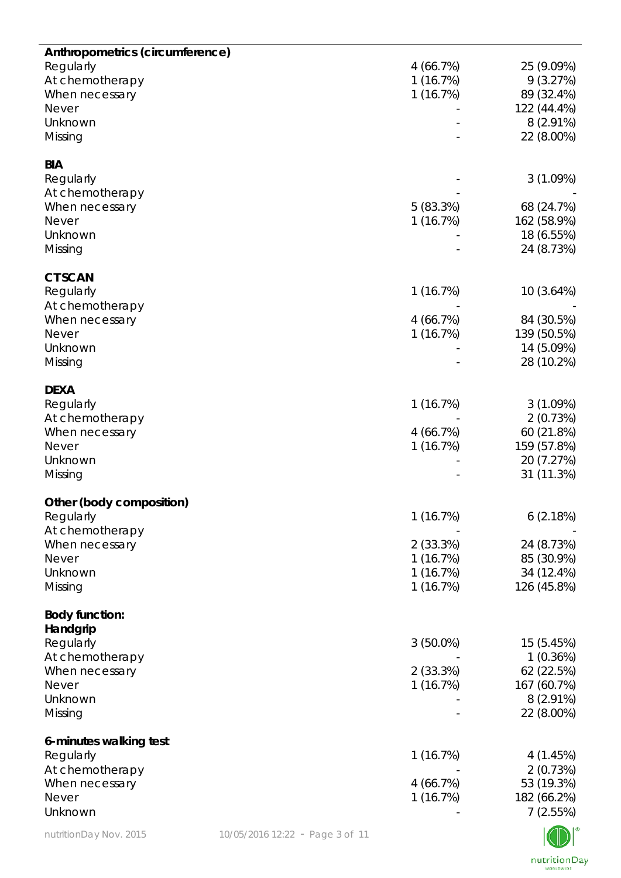| | | |
|---|---|---|
| **Anthropometrics (circumference)** | | |
| Regularly | 4 (66.7%) | 25 (9.09%) |
| At chemotherapy | 1 (16.7%) | 9 (3.27%) |
| When necessary | 1 (16.7%) | 89 (32.4%) |
| Never | - | 122 (44.4%) |
| Unknown | - | 8 (2.91%) |
| Missing | - | 22 (8.00%) |
| | | |
| **BIA** | | |
| Regularly | - | 3 (1.09%) |
| At chemotherapy | - | - |
| When necessary | 5 (83.3%) | 68 (24.7%) |
| Never | 1 (16.7%) | 162 (58.9%) |
| Unknown | - | 18 (6.55%) |
| Missing | - | 24 (8.73%) |
| | | |
| **CT SCAN** | | |
| Regularly | 1 (16.7%) | 10 (3.64%) |
| At chemotherapy | - | - |
| When necessary | 4 (66.7%) | 84 (30.5%) |
| Never | 1 (16.7%) | 139 (50.5%) |
| Unknown | - | 14 (5.09%) |
| Missing | - | 28 (10.2%) |
| | | |
| **DEXA** | | |
| Regularly | 1 (16.7%) | 3 (1.09%) |
| At chemotherapy | - | 2 (0.73%) |
| When necessary | 4 (66.7%) | 60 (21.8%) |
| Never | 1 (16.7%) | 159 (57.8%) |
| Unknown | - | 20 (7.27%) |
| Missing | - | 31 (11.3%) |
| | | |
| **Other (body composition)** | | |
| Regularly | 1 (16.7%) | 6 (2.18%) |
| At chemotherapy | - | - |
| When necessary | 2 (33.3%) | 24 (8.73%) |
| Never | 1 (16.7%) | 85 (30.9%) |
| Unknown | 1 (16.7%) | 34 (12.4%) |
| Missing | 1 (16.7%) | 126 (45.8%) |
| | | |
| **Body function:** | | |
| **Handgrip** | | |
| Regularly | 3 (50.0%) | 15 (5.45%) |
| At chemotherapy | - | 1 (0.36%) |
| When necessary | 2 (33.3%) | 62 (22.5%) |
| Never | 1 (16.7%) | 167 (60.7%) |
| Unknown | - | 8 (2.91%) |
| Missing | - | 22 (8.00%) |
| | | |
| **6-minutes walking test** | | |
| Regularly | 1 (16.7%) | 4 (1.45%) |
| At chemotherapy | - | 2 (0.73%) |
| When necessary | 4 (66.7%) | 53 (19.3%) |
| Never | 1 (16.7%) | 182 (66.2%) |
| Unknown | - | 7 (2.55%) |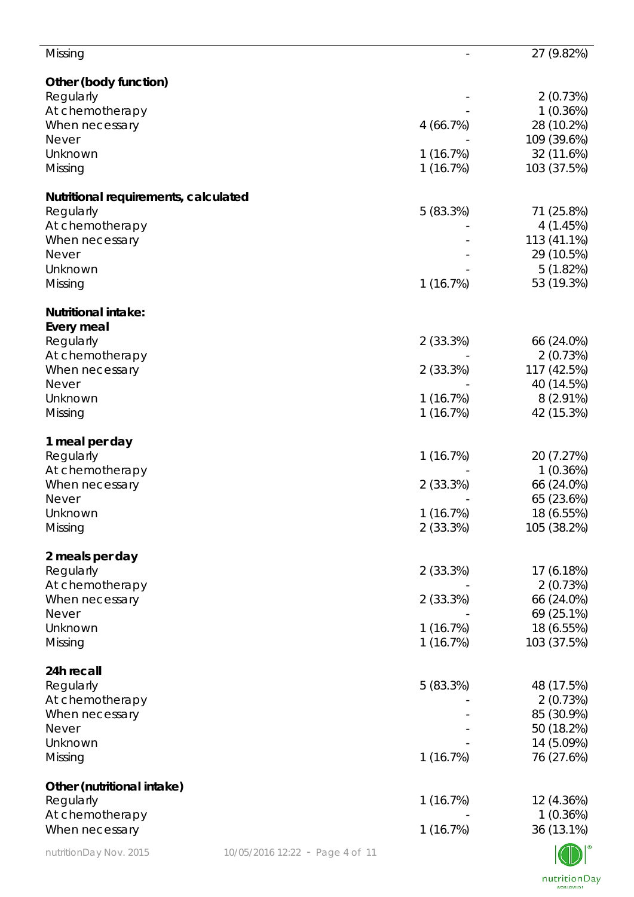| | | |
|---|---|---|
| Missing | - | 27 (9.82%) |
| | | |
| **Other (body function)** | | |
| Regularly | - | 2 (0.73%) |
| At chemotherapy | - | 1 (0.36%) |
| When necessary | 4 (66.7%) | 28 (10.2%) |
| Never | - | 109 (39.6%) |
| Unknown | 1 (16.7%) | 32 (11.6%) |
| Missing | 1 (16.7%) | 103 (37.5%) |
| | | |
| **Nutritional requirements, calculated** | | |
| Regularly | 5 (83.3%) | 71 (25.8%) |
| At chemotherapy | - | 4 (1.45%) |
| When necessary | - | 113 (41.1%) |
| Never | - | 29 (10.5%) |
| Unknown | - | 5 (1.82%) |
| Missing | 1 (16.7%) | 53 (19.3%) |
| | | |
| **Nutritional intake:** | | |
| **Every meal** | | |
| Regularly | 2 (33.3%) | 66 (24.0%) |
| At chemotherapy | - | 2 (0.73%) |
| When necessary | 2 (33.3%) | 117 (42.5%) |
| Never | - | 40 (14.5%) |
| Unknown | 1 (16.7%) | 8 (2.91%) |
| Missing | 1 (16.7%) | 42 (15.3%) |
| | | |
| **1 meal per day** | | |
| Regularly | 1 (16.7%) | 20 (7.27%) |
| At chemotherapy | - | 1 (0.36%) |
| When necessary | 2 (33.3%) | 66 (24.0%) |
| Never | - | 65 (23.6%) |
| Unknown | 1 (16.7%) | 18 (6.55%) |
| Missing | 2 (33.3%) | 105 (38.2%) |
| | | |
| **2 meals per day** | | |
| Regularly | 2 (33.3%) | 17 (6.18%) |
| At chemotherapy | - | 2 (0.73%) |
| When necessary | 2 (33.3%) | 66 (24.0%) |
| Never | - | 69 (25.1%) |
| Unknown | 1 (16.7%) | 18 (6.55%) |
| Missing | 1 (16.7%) | 103 (37.5%) |
| | | |
| **24h recall** | | |
| Regularly | 5 (83.3%) | 48 (17.5%) |
| At chemotherapy | - | 2 (0.73%) |
| When necessary | - | 85 (30.9%) |
| Never | - | 50 (18.2%) |
| Unknown | - | 14 (5.09%) |
| Missing | 1 (16.7%) | 76 (27.6%) |
| | | |
| **Other (nutritional intake)** | | |
| Regularly | 1 (16.7%) | 12 (4.36%) |
| At chemotherapy | - | 1 (0.36%) |
| When necessary | 1 (16.7%) | 36 (13.1%) |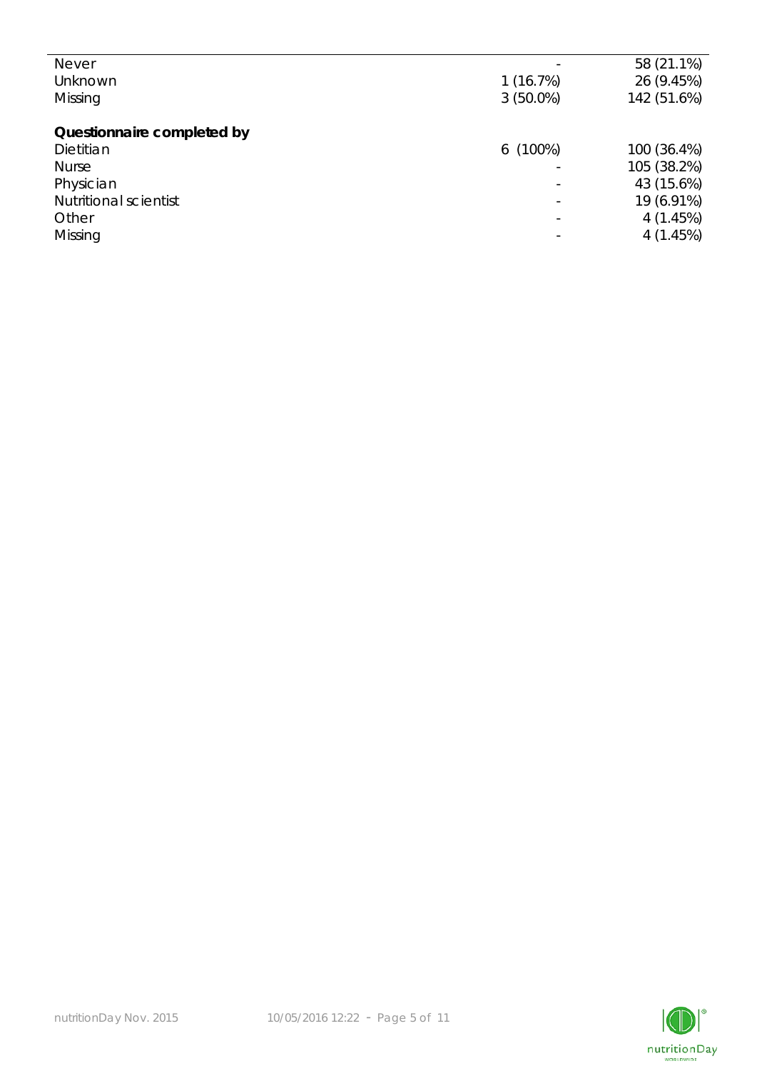| | | |
|---|---|---|
| Never | - | 58 (21.1%) |
| Unknown | 1 (16.7%) | 26 (9.45%) |
| Missing | 3 (50.0%) | 142 (51.6%) |
| **Questionnaire completed by** | | |
| Dietitian | 6 (100%) | 100 (36.4%) |
| Nurse | - | 105 (38.2%) |
| Physician | - | 43 (15.6%) |
| Nutritional scientist | - | 19 (6.91%) |
| Other | - | 4 (1.45%) |
| Missing | - | 4 (1.45%) |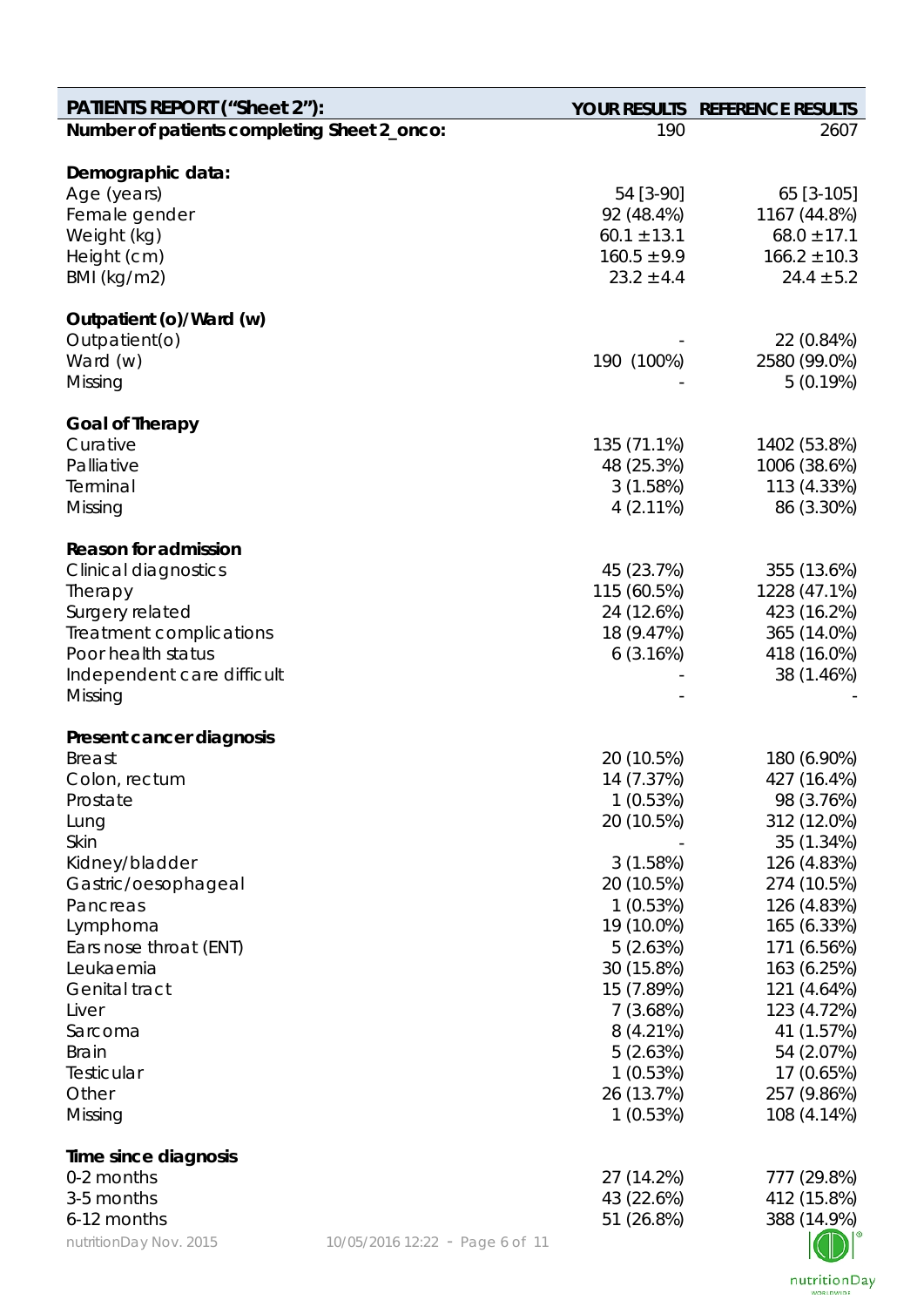| PATIENTS REPORT ("Sheet 2"): | YOUR RESULTS | REFERENCE RESULTS |
|---|---|---|
| **Number of patients completing Sheet 2_onco:** | 190 | 2607 |
| **Demographic data:** | | |
| Age (years) | 54 [3-90] | 65 [3-105] |
| Female gender | 92 (48.4%) | 1167 (44.8%) |
| Weight (kg) | 60.1 ± 13.1 | 68.0 ± 17.1 |
| Height (cm) | 160.5 ± 9.9 | 166.2 ± 10.3 |
| BMI (kg/m2) | 23.2 ± 4.4 | 24.4 ± 5.2 |
| **Outpatient (o)/Ward (w)** | | |
| Outpatient(o) | - | 22 (0.84%) |
| Ward (w) | 190 (100%) | 2580 (99.0%) |
| Missing | - | 5 (0.19%) |
| **Goal of Therapy** | | |
| Curative | 135 (71.1%) | 1402 (53.8%) |
| Palliative | 48 (25.3%) | 1006 (38.6%) |
| Terminal | 3 (1.58%) | 113 (4.33%) |
| Missing | 4 (2.11%) | 86 (3.30%) |
| **Reason for admission** | | |
| Clinical diagnostics | 45 (23.7%) | 355 (13.6%) |
| Therapy | 115 (60.5%) | 1228 (47.1%) |
| Surgery related | 24 (12.6%) | 423 (16.2%) |
| Treatment complications | 18 (9.47%) | 365 (14.0%) |
| Poor health status | 6 (3.16%) | 418 (16.0%) |
| Independent care difficult | - | 38 (1.46%) |
| Missing | - | - |
| **Present cancer diagnosis** | | |
| Breast | 20 (10.5%) | 180 (6.90%) |
| Colon, rectum | 14 (7.37%) | 427 (16.4%) |
| Prostate | 1 (0.53%) | 98 (3.76%) |
| Lung | 20 (10.5%) | 312 (12.0%) |
| Skin | - | 35 (1.34%) |
| Kidney/bladder | 3 (1.58%) | 126 (4.83%) |
| Gastric/oesophageal | 20 (10.5%) | 274 (10.5%) |
| Pancreas | 1 (0.53%) | 126 (4.83%) |
| Lymphoma | 19 (10.0%) | 165 (6.33%) |
| Ears nose throat (ENT) | 5 (2.63%) | 171 (6.56%) |
| Leukaemia | 30 (15.8%) | 163 (6.25%) |
| Genital tract | 15 (7.89%) | 121 (4.64%) |
| Liver | 7 (3.68%) | 123 (4.72%) |
| Sarcoma | 8 (4.21%) | 41 (1.57%) |
| Brain | 5 (2.63%) | 54 (2.07%) |
| Testicular | 1 (0.53%) | 17 (0.65%) |
| Other | 26 (13.7%) | 257 (9.86%) |
| Missing | 1 (0.53%) | 108 (4.14%) |
| **Time since diagnosis** | | |
| 0-2 months | 27 (14.2%) | 777 (29.8%) |
| 3-5 months | 43 (22.6%) | 412 (15.8%) |
| 6-12 months | 51 (26.8%) | 388 (14.9%) |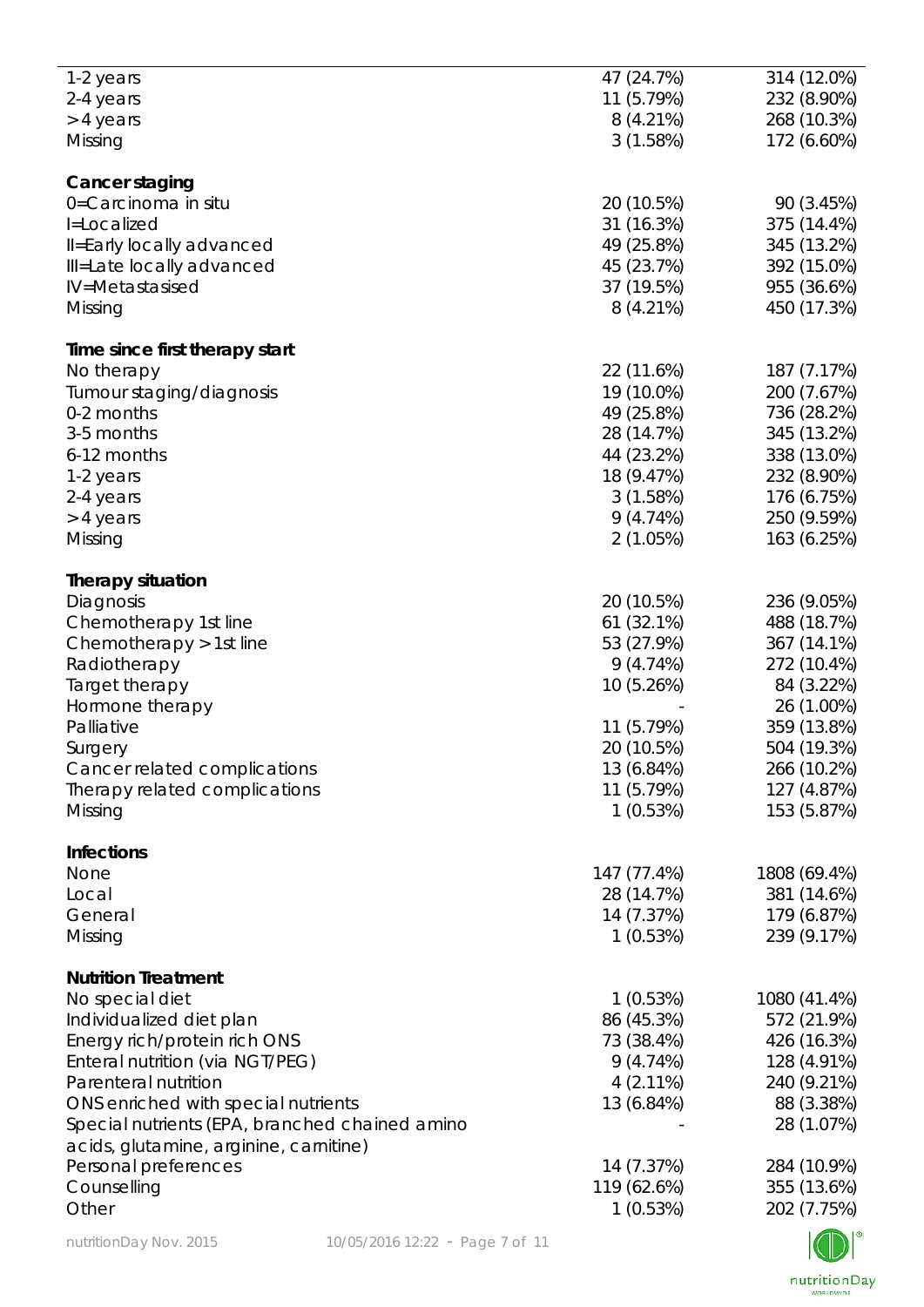|  |  |  |
| --- | --- | --- |
| 1-2 years | 47 (24.7%) | 314 (12.0%) |
| 2-4 years | 11 (5.79%) | 232 (8.90%) |
| > 4 years | 8 (4.21%) | 268 (10.3%) |
| Missing | 3 (1.58%) | 172 (6.60%) |
| **Cancer staging** |  |  |
| 0=Carcinoma in situ | 20 (10.5%) | 90 (3.45%) |
| I=Localized | 31 (16.3%) | 375 (14.4%) |
| II=Early locally advanced | 49 (25.8%) | 345 (13.2%) |
| III=Late locally advanced | 45 (23.7%) | 392 (15.0%) |
| IV=Metastasised | 37 (19.5%) | 955 (36.6%) |
| Missing | 8 (4.21%) | 450 (17.3%) |
| **Time since first therapy start** |  |  |
| No therapy | 22 (11.6%) | 187 (7.17%) |
| Tumour staging/diagnosis | 19 (10.0%) | 200 (7.67%) |
| 0-2 months | 49 (25.8%) | 736 (28.2%) |
| 3-5 months | 28 (14.7%) | 345 (13.2%) |
| 6-12 months | 44 (23.2%) | 338 (13.0%) |
| 1-2 years | 18 (9.47%) | 232 (8.90%) |
| 2-4 years | 3 (1.58%) | 176 (6.75%) |
| > 4 years | 9 (4.74%) | 250 (9.59%) |
| Missing | 2 (1.05%) | 163 (6.25%) |
| **Therapy situation** |  |  |
| Diagnosis | 20 (10.5%) | 236 (9.05%) |
| Chemotherapy 1st line | 61 (32.1%) | 488 (18.7%) |
| Chemotherapy > 1st line | 53 (27.9%) | 367 (14.1%) |
| Radiotherapy | 9 (4.74%) | 272 (10.4%) |
| Target therapy | 10 (5.26%) | 84 (3.22%) |
| Hormone therapy | - | 26 (1.00%) |
| Palliative | 11 (5.79%) | 359 (13.8%) |
| Surgery | 20 (10.5%) | 504 (19.3%) |
| Cancer related complications | 13 (6.84%) | 266 (10.2%) |
| Therapy related complications | 11 (5.79%) | 127 (4.87%) |
| Missing | 1 (0.53%) | 153 (5.87%) |
| **Infections** |  |  |
| None | 147 (77.4%) | 1808 (69.4%) |
| Local | 28 (14.7%) | 381 (14.6%) |
| General | 14 (7.37%) | 179 (6.87%) |
| Missing | 1 (0.53%) | 239 (9.17%) |
| **Nutrition Treatment** |  |  |
| No special diet | 1 (0.53%) | 1080 (41.4%) |
| Individualized diet plan | 86 (45.3%) | 572 (21.9%) |
| Energy rich/protein rich ONS | 73 (38.4%) | 426 (16.3%) |
| Enteral nutrition (via NGT/PEG) | 9 (4.74%) | 128 (4.91%) |
| Parenteral nutrition | 4 (2.11%) | 240 (9.21%) |
| ONS enriched with special nutrients | 13 (6.84%) | 88 (3.38%) |
| Special nutrients (EPA, branched chained amino acids, glutamine, arginine, carnitine) | - | 28 (1.07%) |
| Personal preferences | 14 (7.37%) | 284 (10.9%) |
| Counselling | 119 (62.6%) | 355 (13.6%) |
| Other | 1 (0.53%) | 202 (7.75%) |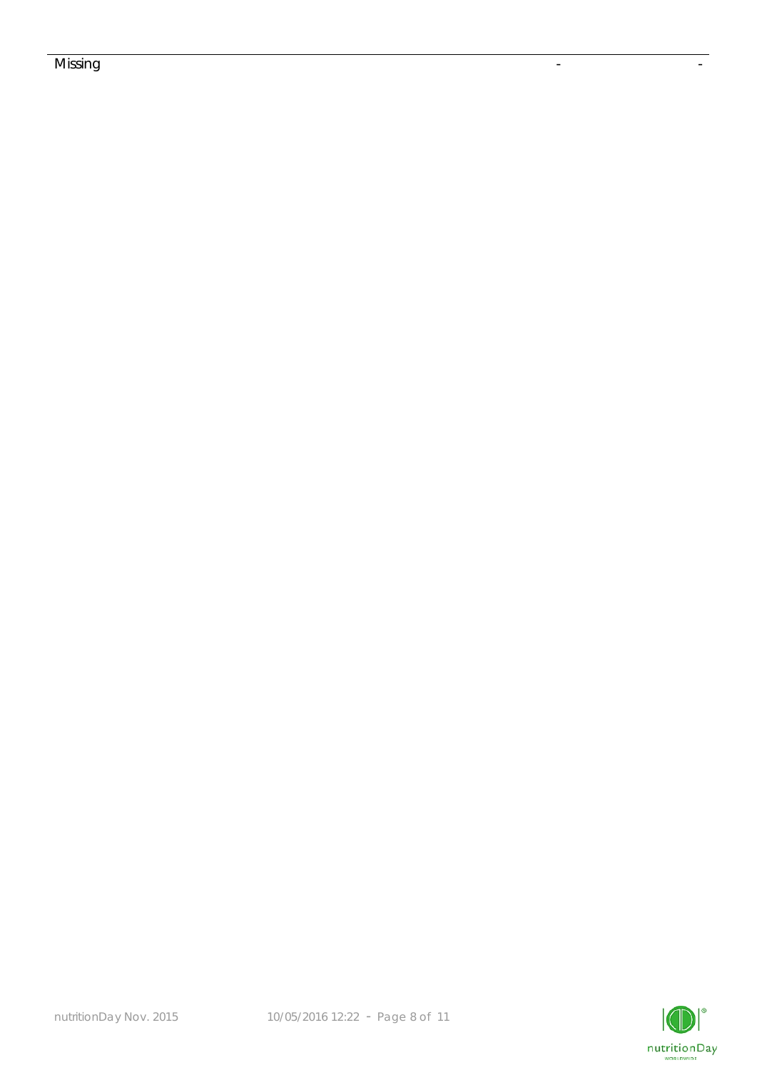| Missing | - | - |
| --- | --- | --- |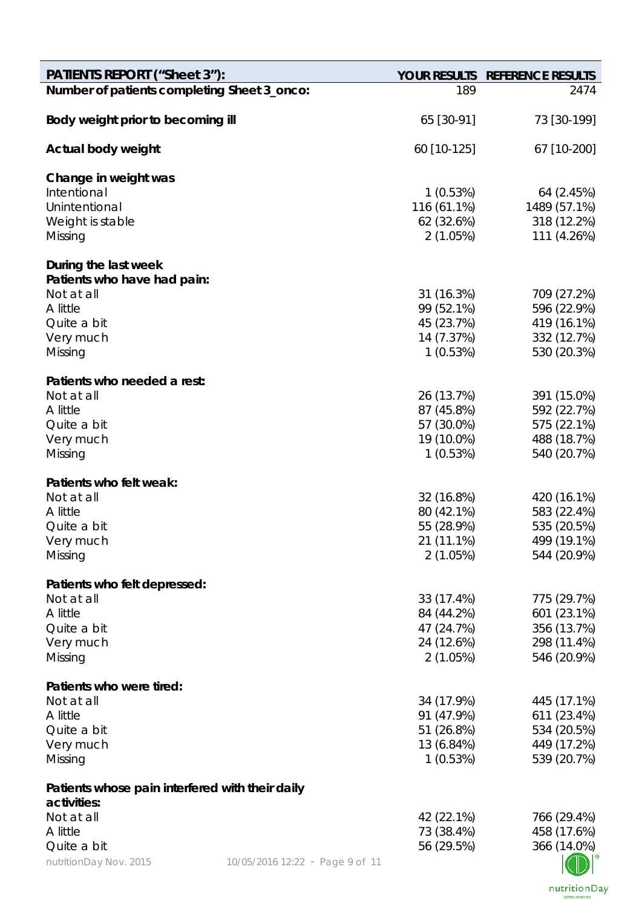| PATIENTS REPORT (“Sheet 3”): | YOUR RESULTS | REFERENCE RESULTS |
|---|---|---|
| **Number of patients completing Sheet 3_onco:** | 189 | 2474 |
| **Body weight prior to becoming ill** | 65 [30-91] | 73 [30-199] |
| **Actual body weight** | 60 [10-125] | 67 [10-200] |
| **Change in weight was** | | |
| Intentional | 1 (0.53%) | 64 (2.45%) |
| Unintentional | 116 (61.1%) | 1489 (57.1%) |
| Weight is stable | 62 (32.6%) | 318 (12.2%) |
| Missing | 2 (1.05%) | 111 (4.26%) |
| **During the last week** | | |
| **Patients who have had pain:** | | |
| Not at all | 31 (16.3%) | 709 (27.2%) |
| A little | 99 (52.1%) | 596 (22.9%) |
| Quite a bit | 45 (23.7%) | 419 (16.1%) |
| Very much | 14 (7.37%) | 332 (12.7%) |
| Missing | 1 (0.53%) | 530 (20.3%) |
| **Patients who needed a rest:** | | |
| Not at all | 26 (13.7%) | 391 (15.0%) |
| A little | 87 (45.8%) | 592 (22.7%) |
| Quite a bit | 57 (30.0%) | 575 (22.1%) |
| Very much | 19 (10.0%) | 488 (18.7%) |
| Missing | 1 (0.53%) | 540 (20.7%) |
| **Patients who felt weak:** | | |
| Not at all | 32 (16.8%) | 420 (16.1%) |
| A little | 80 (42.1%) | 583 (22.4%) |
| Quite a bit | 55 (28.9%) | 535 (20.5%) |
| Very much | 21 (11.1%) | 499 (19.1%) |
| Missing | 2 (1.05%) | 544 (20.9%) |
| **Patients who felt depressed:** | | |
| Not at all | 33 (17.4%) | 775 (29.7%) |
| A little | 84 (44.2%) | 601 (23.1%) |
| Quite a bit | 47 (24.7%) | 356 (13.7%) |
| Very much | 24 (12.6%) | 298 (11.4%) |
| Missing | 2 (1.05%) | 546 (20.9%) |
| **Patients who were tired:** | | |
| Not at all | 34 (17.9%) | 445 (17.1%) |
| A little | 91 (47.9%) | 611 (23.4%) |
| Quite a bit | 51 (26.8%) | 534 (20.5%) |
| Very much | 13 (6.84%) | 449 (17.2%) |
| Missing | 1 (0.53%) | 539 (20.7%) |
| **Patients whose pain interfered with their daily activities:** | | |
| Not at all | 42 (22.1%) | 766 (29.4%) |
| A little | 73 (38.4%) | 458 (17.6%) |
| Quite a bit | 56 (29.5%) | 366 (14.0%) |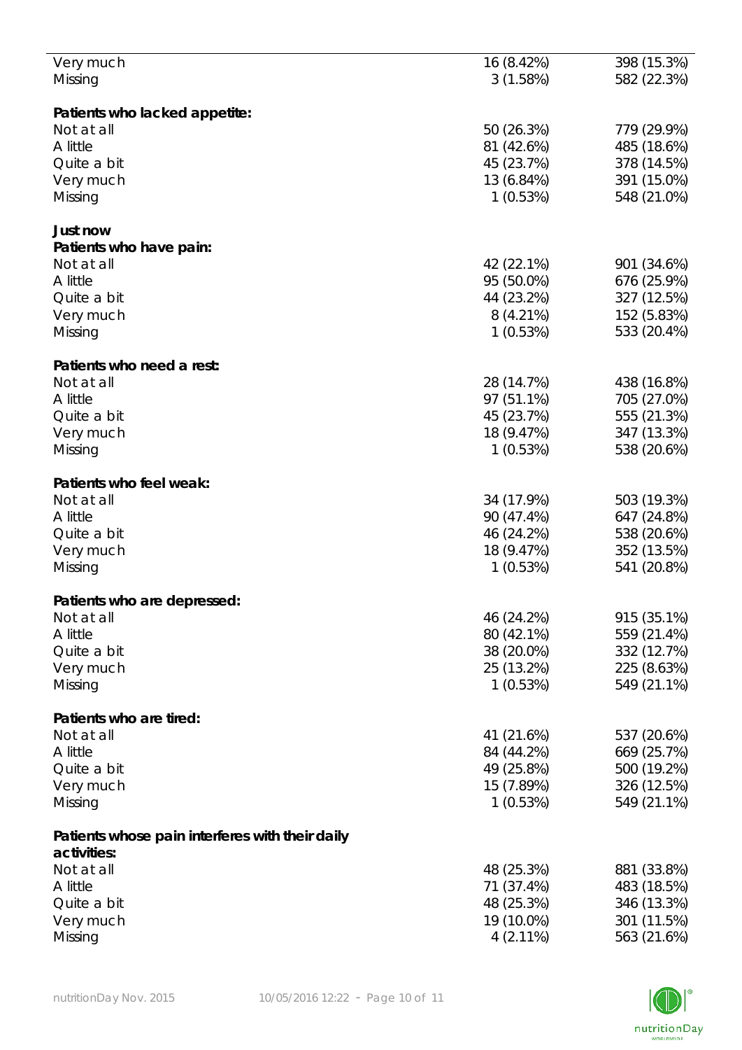| | | |
|---|---|---|
| Very much | 16 (8.42%) | 398 (15.3%) |
| Missing | 3 (1.58%) | 582 (22.3%) |
| | | |
| **Patients who lacked appetite:** | | |
| Not at all | 50 (26.3%) | 779 (29.9%) |
| A little | 81 (42.6%) | 485 (18.6%) |
| Quite a bit | 45 (23.7%) | 378 (14.5%) |
| Very much | 13 (6.84%) | 391 (15.0%) |
| Missing | 1 (0.53%) | 548 (21.0%) |
| | | |
| **Just now** | | |
| **Patients who have pain:** | | |
| Not at all | 42 (22.1%) | 901 (34.6%) |
| A little | 95 (50.0%) | 676 (25.9%) |
| Quite a bit | 44 (23.2%) | 327 (12.5%) |
| Very much | 8 (4.21%) | 152 (5.83%) |
| Missing | 1 (0.53%) | 533 (20.4%) |
| | | |
| **Patients who need a rest:** | | |
| Not at all | 28 (14.7%) | 438 (16.8%) |
| A little | 97 (51.1%) | 705 (27.0%) |
| Quite a bit | 45 (23.7%) | 555 (21.3%) |
| Very much | 18 (9.47%) | 347 (13.3%) |
| Missing | 1 (0.53%) | 538 (20.6%) |
| | | |
| **Patients who feel weak:** | | |
| Not at all | 34 (17.9%) | 503 (19.3%) |
| A little | 90 (47.4%) | 647 (24.8%) |
| Quite a bit | 46 (24.2%) | 538 (20.6%) |
| Very much | 18 (9.47%) | 352 (13.5%) |
| Missing | 1 (0.53%) | 541 (20.8%) |
| | | |
| **Patients who are depressed:** | | |
| Not at all | 46 (24.2%) | 915 (35.1%) |
| A little | 80 (42.1%) | 559 (21.4%) |
| Quite a bit | 38 (20.0%) | 332 (12.7%) |
| Very much | 25 (13.2%) | 225 (8.63%) |
| Missing | 1 (0.53%) | 549 (21.1%) |
| | | |
| **Patients who are tired:** | | |
| Not at all | 41 (21.6%) | 537 (20.6%) |
| A little | 84 (44.2%) | 669 (25.7%) |
| Quite a bit | 49 (25.8%) | 500 (19.2%) |
| Very much | 15 (7.89%) | 326 (12.5%) |
| Missing | 1 (0.53%) | 549 (21.1%) |
| | | |
| **Patients whose pain interferes with their daily activities:** | | |
| Not at all | 48 (25.3%) | 881 (33.8%) |
| A little | 71 (37.4%) | 483 (18.5%) |
| Quite a bit | 48 (25.3%) | 346 (13.3%) |
| Very much | 19 (10.0%) | 301 (11.5%) |
| Missing | 4 (2.11%) | 563 (21.6%) |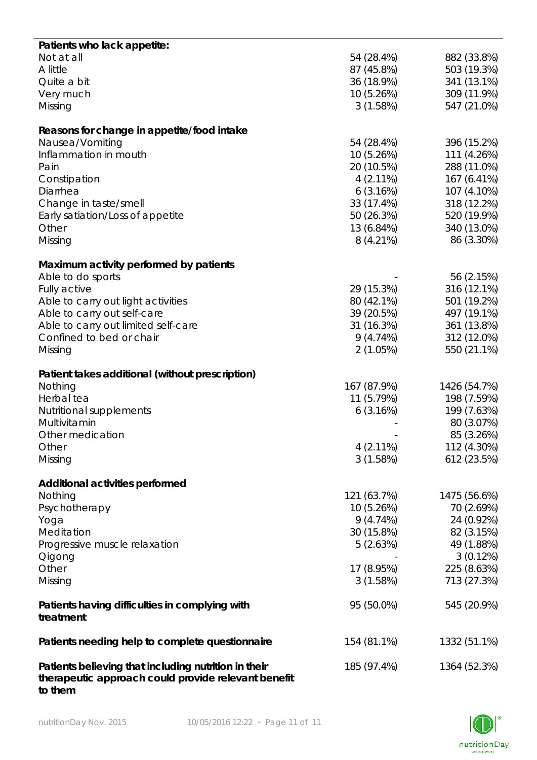| | | |
|---|---|---|
| **Patients who lack appetite:** | | |
| Not at all | 54 (28.4%) | 882 (33.8%) |
| A little | 87 (45.8%) | 503 (19.3%) |
| Quite a bit | 36 (18.9%) | 341 (13.1%) |
| Very much | 10 (5.26%) | 309 (11.9%) |
| Missing | 3 (1.58%) | 547 (21.0%) |
| **Reasons for change in appetite/food intake** | | |
| Nausea/Vomiting | 54 (28.4%) | 396 (15.2%) |
| Inflammation in mouth | 10 (5.26%) | 111 (4.26%) |
| Pain | 20 (10.5%) | 288 (11.0%) |
| Constipation | 4 (2.11%) | 167 (6.41%) |
| Diarrhea | 6 (3.16%) | 107 (4.10%) |
| Change in taste/smell | 33 (17.4%) | 318 (12.2%) |
| Early satiation/Loss of appetite | 50 (26.3%) | 520 (19.9%) |
| Other | 13 (6.84%) | 340 (13.0%) |
| Missing | 8 (4.21%) | 86 (3.30%) |
| **Maximum activity performed by patients** | | |
| Able to do sports | - | 56 (2.15%) |
| Fully active | 29 (15.3%) | 316 (12.1%) |
| Able to carry out light activities | 80 (42.1%) | 501 (19.2%) |
| Able to carry out self-care | 39 (20.5%) | 497 (19.1%) |
| Able to carry out limited self-care | 31 (16.3%) | 361 (13.8%) |
| Confined to bed or chair | 9 (4.74%) | 312 (12.0%) |
| Missing | 2 (1.05%) | 550 (21.1%) |
| **Patient takes additional (without prescription)** | | |
| Nothing | 167 (87.9%) | 1426 (54.7%) |
| Herbal tea | 11 (5.79%) | 198 (7.59%) |
| Nutritional supplements | 6 (3.16%) | 199 (7.63%) |
| Multivitamin | - | 80 (3.07%) |
| Other medication | - | 85 (3.26%) |
| Other | 4 (2.11%) | 112 (4.30%) |
| Missing | 3 (1.58%) | 612 (23.5%) |
| **Additional activities performed** | | |
| Nothing | 121 (63.7%) | 1475 (56.6%) |
| Psychotherapy | 10 (5.26%) | 70 (2.69%) |
| Yoga | 9 (4.74%) | 24 (0.92%) |
| Meditation | 30 (15.8%) | 82 (3.15%) |
| Progressive muscle relaxation | 5 (2.63%) | 49 (1.88%) |
| Qigong | - | 3 (0.12%) |
| Other | 17 (8.95%) | 225 (8.63%) |
| Missing | 3 (1.58%) | 713 (27.3%) |
| **Patients having difficulties in complying with treatment** | 95 (50.0%) | 545 (20.9%) |
| **Patients needing help to complete questionnaire** | 154 (81.1%) | 1332 (51.1%) |
| **Patients believing that including nutrition in their therapeutic approach could provide relevant benefit to them** | 185 (97.4%) | 1364 (52.3%) |